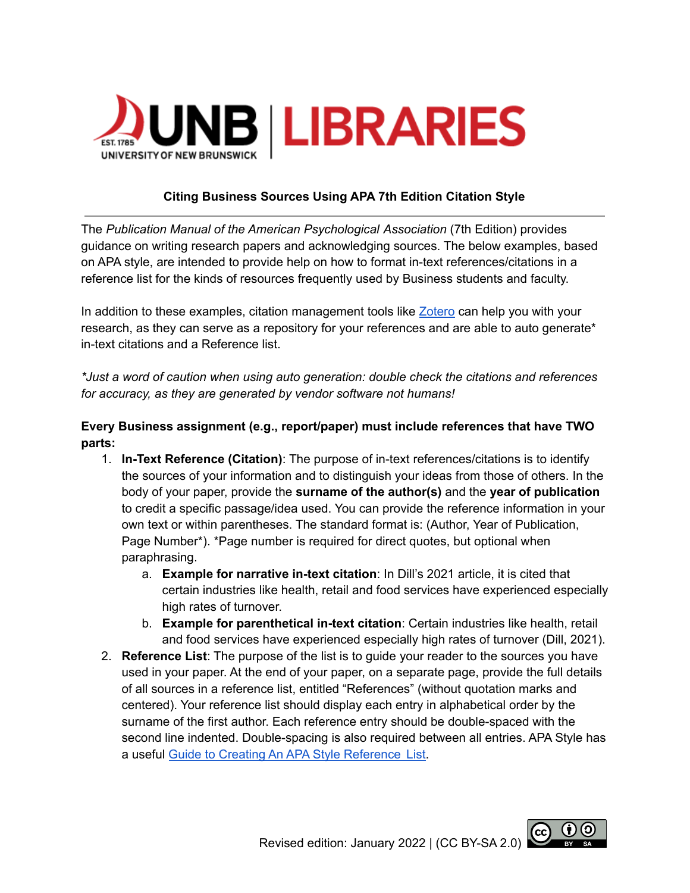UNB | LIBRARIES

EST. 1785 UNIVERSITY OF NEW BRUNSWICK

## Citing Business Sources Using APA 7th Edition Citation Style

The *Publication Manual of the American Psychological Association* (7th Edition) provides guidance on writing research papers and acknowledging sources. The below examples, based on APA style, are intended to provide help on how to format in-text references/citations in a reference list for the kinds of resources frequently used by Business students and faculty.

In addition to these examples, citation management tools like [Zotero](Zotero) can help you with your research, as they can serve as a repository for your references and are able to auto generate* in-text citations and a Reference list.

**Just a word of caution when using auto generation: double check the citations and references for accuracy, as they are generated by vendor software not humans!*

**Every Business assignment (e.g., report/paper) must include references that have TWO parts:**

1. **In-Text Reference (Citation)**: The purpose of in-text references/citations is to identify the sources of your information and to distinguish your ideas from those of others. In the body of your paper, provide the **surname of the author(s)** and the **year of publication** to credit a specific passage/idea used. You can provide the reference information in your own text or within parentheses. The standard format is: (Author, Year of Publication, Page Number*). *Page number is required for direct quotes, but optional when paraphrasing.
   a. **Example for narrative in-text citation**: In Dill's 2021 article, it is cited that certain industries like health, retail and food services have experienced especially high rates of turnover.
   b. **Example for parenthetical in-text citation**: Certain industries like health, retail and food services have experienced especially high rates of turnover (Dill, 2021).
2. **Reference List**: The purpose of the list is to guide your reader to the sources you have used in your paper. At the end of your paper, on a separate page, provide the full details of all sources in a reference list, entitled "References" (without quotation marks and centered). Your reference list should display each entry in alphabetical order by the surname of the first author. Each reference entry should be double-spaced with the second line indented. Double-spacing is also required between all entries. APA Style has a useful [Guide to Creating An APA Style Reference List](Guide to Creating An APA Style Reference List).

Revised edition: January 2022 | (CC BY-SA 2.0)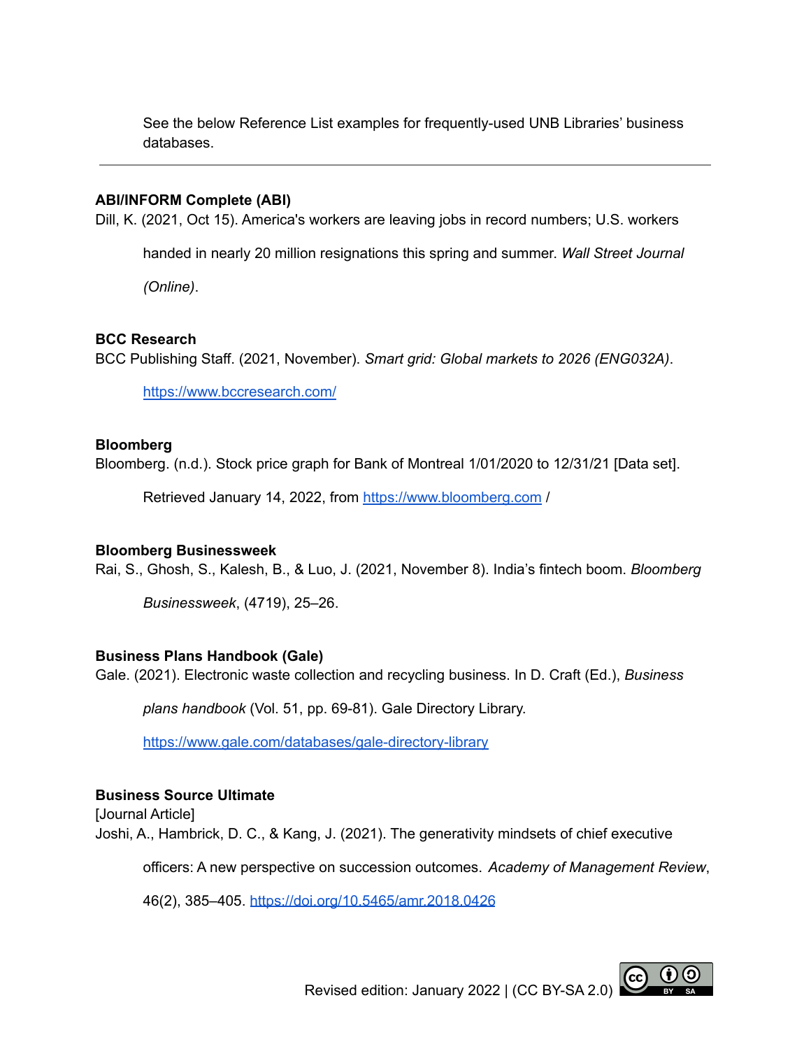See the below Reference List examples for frequently-used UNB Libraries' business databases.

---

**ABI/INFORM Complete (ABI)**

Dill, K. (2021, Oct 15). America's workers are leaving jobs in record numbers; U.S. workers handed in nearly 20 million resignations this spring and summer. *Wall Street Journal (Online)*.

**BCC Research**

BCC Publishing Staff. (2021, November). *Smart grid: Global markets to 2026 (ENG032A)*. https://www.bccresearch.com/

**Bloomberg**

Bloomberg. (n.d.). Stock price graph for Bank of Montreal 1/01/2020 to 12/31/21 [Data set]. Retrieved January 14, 2022, from https://www.bloomberg.com /

**Bloomberg Businessweek**

Rai, S., Ghosh, S., Kalesh, B., & Luo, J. (2021, November 8). India's fintech boom. *Bloomberg Businessweek*, (4719), 25–26.

**Business Plans Handbook (Gale)**

Gale. (2021). Electronic waste collection and recycling business. In D. Craft (Ed.), *Business plans handbook* (Vol. 51, pp. 69-81). Gale Directory Library. https://www.gale.com/databases/gale-directory-library

**Business Source Ultimate**

[Journal Article]

Joshi, A., Hambrick, D. C., & Kang, J. (2021). The generativity mindsets of chief executive officers: A new perspective on succession outcomes. *Academy of Management Review*, 46(2), 385–405. https://doi.org/10.5465/amr.2018.0426

Revised edition: January 2022 | (CC BY-SA 2.0)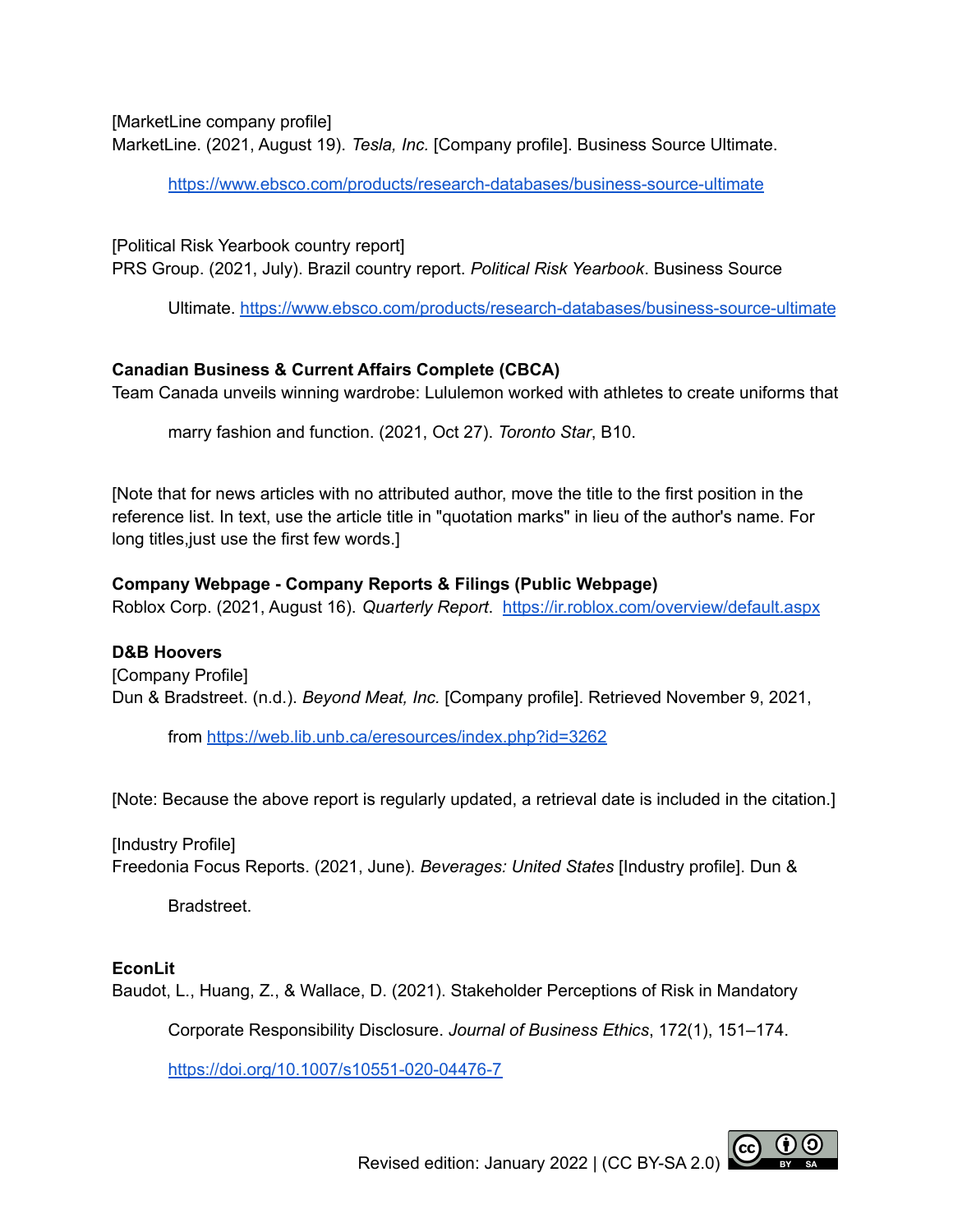[MarketLine company profile]
MarketLine. (2021, August 19). *Tesla, Inc.* [Company profile]. Business Source Ultimate. https://www.ebsco.com/products/research-databases/business-source-ultimate

[Political Risk Yearbook country report]
PRS Group. (2021, July). Brazil country report. *Political Risk Yearbook*. Business Source Ultimate. https://www.ebsco.com/products/research-databases/business-source-ultimate

**Canadian Business & Current Affairs Complete (CBCA)**
Team Canada unveils winning wardrobe: Lululemon worked with athletes to create uniforms that marry fashion and function. (2021, Oct 27). *Toronto Star*, B10.

[Note that for news articles with no attributed author, move the title to the first position in the reference list. In text, use the article title in "quotation marks" in lieu of the author's name. For long titles,just use the first few words.]

**Company Webpage - Company Reports & Filings (Public Webpage)**
Roblox Corp. (2021, August 16). *Quarterly Report*. https://ir.roblox.com/overview/default.aspx

**D&B Hoovers**
[Company Profile]
Dun & Bradstreet. (n.d.). *Beyond Meat, Inc.* [Company profile]. Retrieved November 9, 2021, from https://web.lib.unb.ca/eresources/index.php?id=3262

[Note: Because the above report is regularly updated, a retrieval date is included in the citation.]

[Industry Profile]
Freedonia Focus Reports. (2021, June). *Beverages: United States* [Industry profile]. Dun & Bradstreet.

**EconLit**
Baudot, L., Huang, Z., & Wallace, D. (2021). Stakeholder Perceptions of Risk in Mandatory Corporate Responsibility Disclosure. *Journal of Business Ethics*, 172(1), 151–174. https://doi.org/10.1007/s10551-020-04476-7

Revised edition: January 2022 | (CC BY-SA 2.0)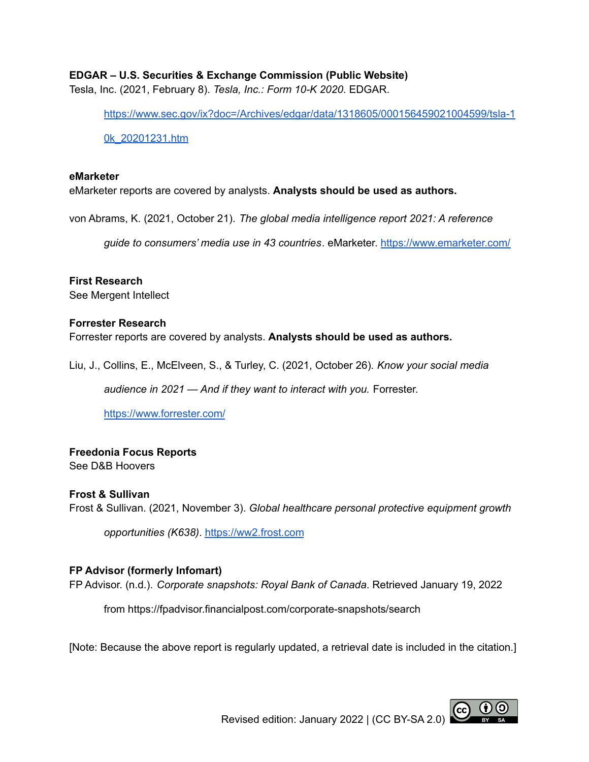**EDGAR – U.S. Securities & Exchange Commission (Public Website)**
Tesla, Inc. (2021, February 8). *Tesla, Inc.: Form 10-K 2020*. EDGAR. https://www.sec.gov/ix?doc=/Archives/edgar/data/1318605/000156459021004599/tsla-10k_20201231.htm

**eMarketer**
eMarketer reports are covered by analysts. **Analysts should be used as authors.**

von Abrams, K. (2021, October 21). *The global media intelligence report 2021: A reference guide to consumers' media use in 43 countries*. eMarketer. https://www.emarketer.com/

**First Research**
See Mergent Intellect

**Forrester Research**
Forrester reports are covered by analysts. **Analysts should be used as authors.**

Liu, J., Collins, E., McElveen, S., & Turley, C. (2021, October 26). *Know your social media audience in 2021 — And if they want to interact with you.* Forrester. https://www.forrester.com/

**Freedonia Focus Reports**
See D&B Hoovers

**Frost & Sullivan**
Frost & Sullivan. (2021, November 3). *Global healthcare personal protective equipment growth opportunities (K638)*. https://ww2.frost.com

**FP Advisor (formerly Infomart)**
FP Advisor. (n.d.). *Corporate snapshots: Royal Bank of Canada*. Retrieved January 19, 2022 from https://fpadvisor.financialpost.com/corporate-snapshots/search

[Note: Because the above report is regularly updated, a retrieval date is included in the citation.]

Revised edition: January 2022 | (CC BY-SA 2.0)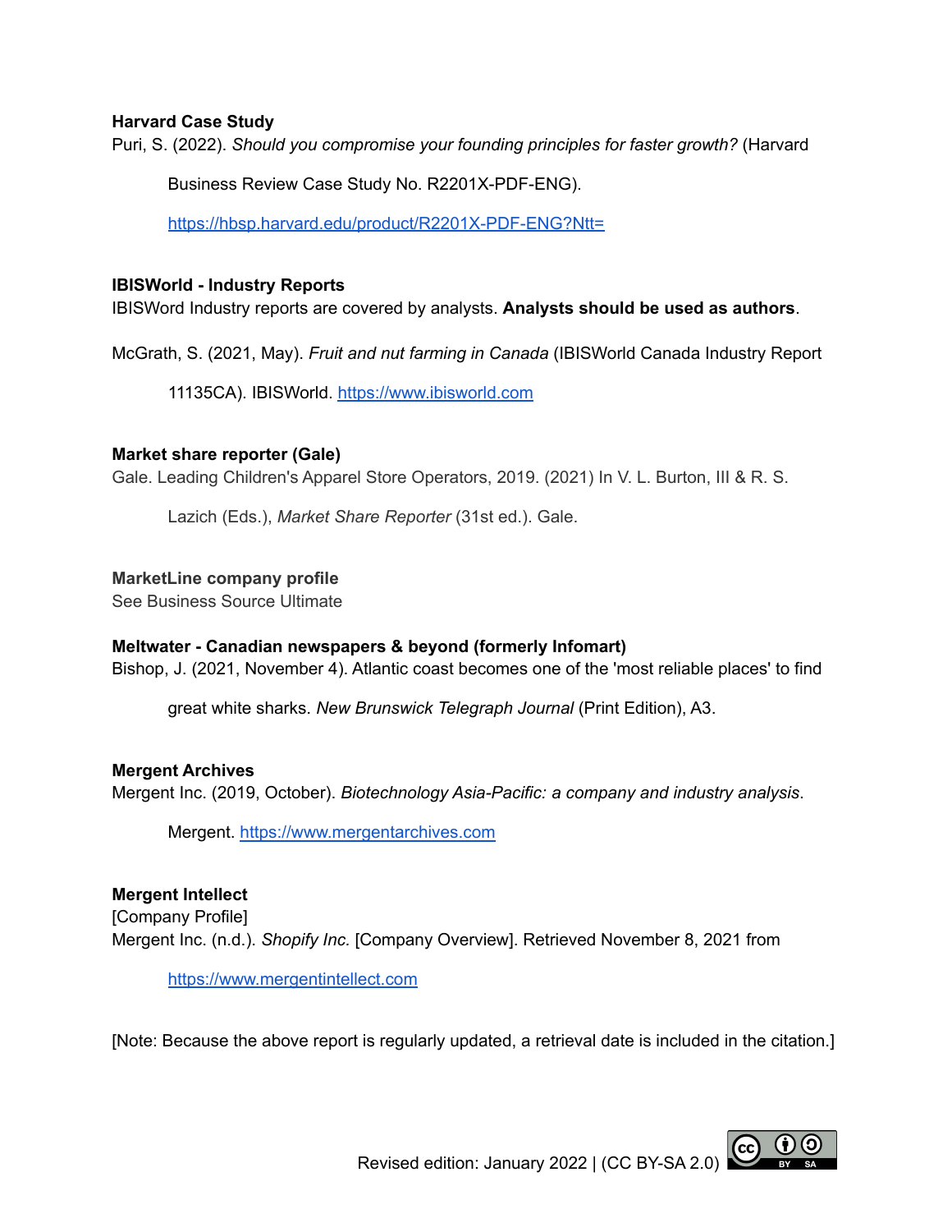**Harvard Case Study**

Puri, S. (2022). *Should you compromise your founding principles for faster growth?* (Harvard Business Review Case Study No. R2201X-PDF-ENG). https://hbsp.harvard.edu/product/R2201X-PDF-ENG?Ntt=

**IBISWorld - Industry Reports**

IBISWord Industry reports are covered by analysts. **Analysts should be used as authors**.

McGrath, S. (2021, May). *Fruit and nut farming in Canada* (IBISWorld Canada Industry Report 11135CA). IBISWorld. https://www.ibisworld.com

**Market share reporter (Gale)**

Gale. Leading Children's Apparel Store Operators, 2019. (2021) In V. L. Burton, III & R. S. Lazich (Eds.), *Market Share Reporter* (31st ed.). Gale.

**MarketLine company profile**

See Business Source Ultimate

**Meltwater - Canadian newspapers & beyond (formerly Infomart)**

Bishop, J. (2021, November 4). Atlantic coast becomes one of the 'most reliable places' to find great white sharks. *New Brunswick Telegraph Journal* (Print Edition), A3.

**Mergent Archives**

Mergent Inc. (2019, October). *Biotechnology Asia-Pacific: a company and industry analysis*. Mergent. https://www.mergentarchives.com

**Mergent Intellect**

[Company Profile]

Mergent Inc. (n.d.). *Shopify Inc.* [Company Overview]. Retrieved November 8, 2021 from https://www.mergentintellect.com

[Note: Because the above report is regularly updated, a retrieval date is included in the citation.]

Revised edition: January 2022 | (CC BY-SA 2.0)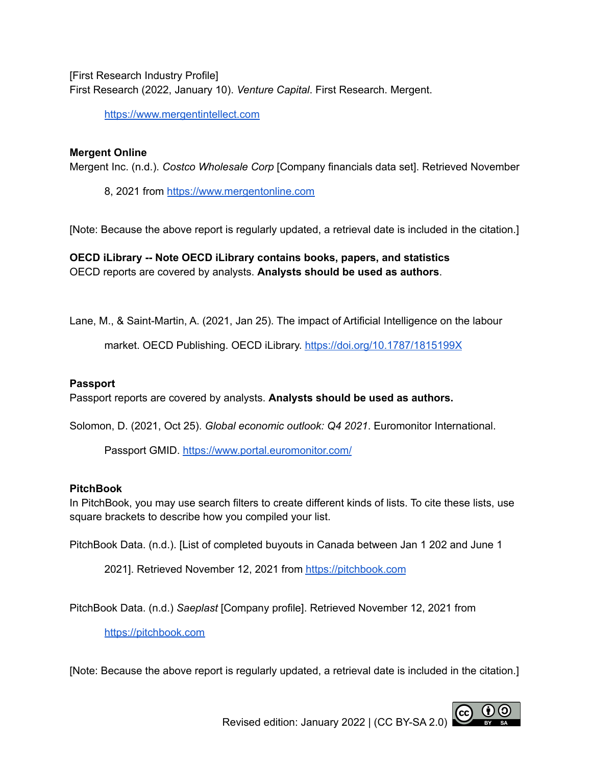[First Research Industry Profile]
First Research (2022, January 10). *Venture Capital*. First Research. Mergent.

https://www.mergentintellect.com

**Mergent Online**
Mergent Inc. (n.d.). *Costco Wholesale Corp* [Company financials data set]. Retrieved November 8, 2021 from https://www.mergentonline.com

[Note: Because the above report is regularly updated, a retrieval date is included in the citation.]

**OECD iLibrary -- Note OECD iLibrary contains books, papers, and statistics**
OECD reports are covered by analysts. **Analysts should be used as authors**.

Lane, M., & Saint-Martin, A. (2021, Jan 25). The impact of Artificial Intelligence on the labour market. OECD Publishing. OECD iLibrary. https://doi.org/10.1787/1815199X

**Passport**
Passport reports are covered by analysts. **Analysts should be used as authors.**

Solomon, D. (2021, Oct 25). *Global economic outlook: Q4 2021*. Euromonitor International. Passport GMID. https://www.portal.euromonitor.com/

**PitchBook**
In PitchBook, you may use search filters to create different kinds of lists. To cite these lists, use square brackets to describe how you compiled your list.

PitchBook Data. (n.d.). [List of completed buyouts in Canada between Jan 1 202 and June 1 2021]. Retrieved November 12, 2021 from https://pitchbook.com

PitchBook Data. (n.d.) *Saeplast* [Company profile]. Retrieved November 12, 2021 from https://pitchbook.com

[Note: Because the above report is regularly updated, a retrieval date is included in the citation.]

Revised edition: January 2022 | (CC BY-SA 2.0)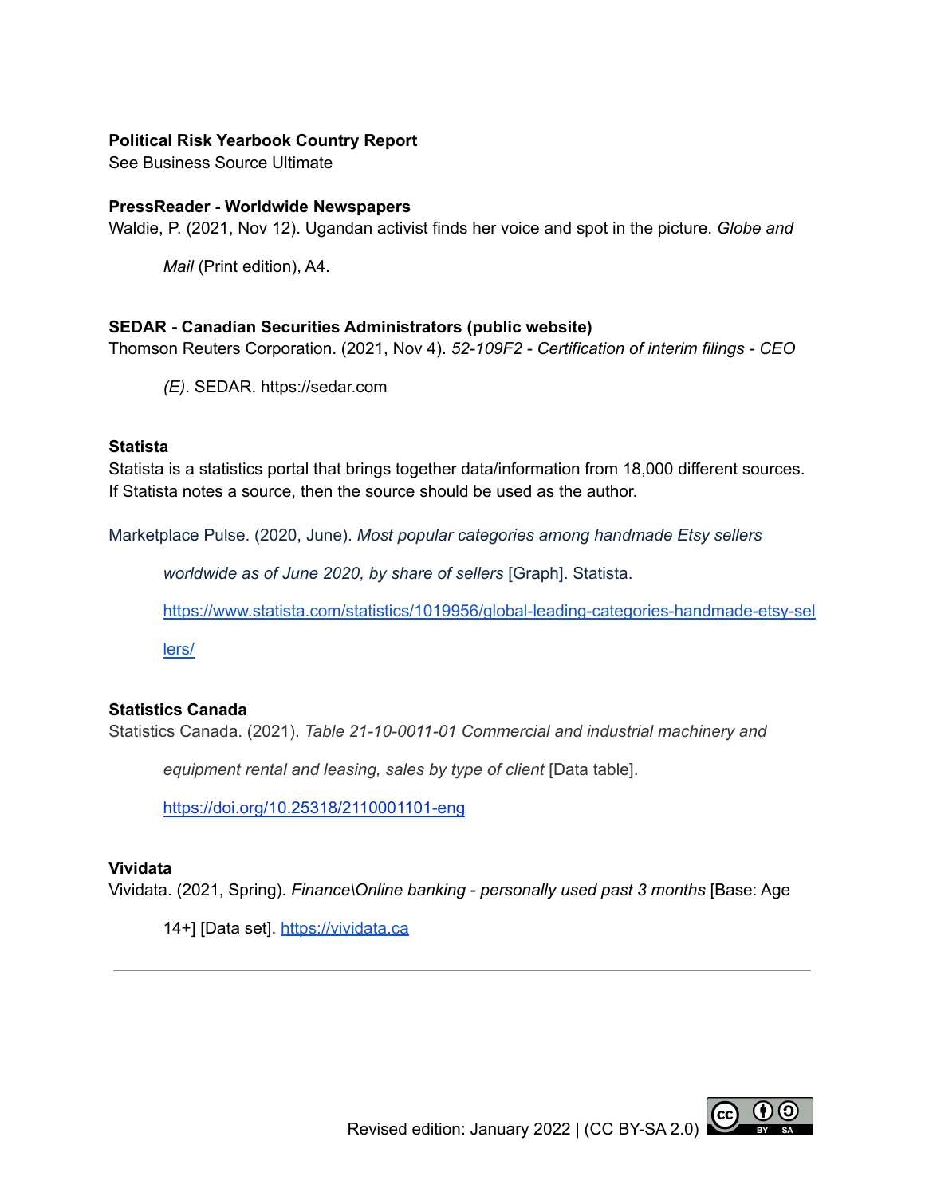**Political Risk Yearbook Country Report**
See Business Source Ultimate

**PressReader - Worldwide Newspapers**
Waldie, P. (2021, Nov 12). Ugandan activist finds her voice and spot in the picture. *Globe and Mail* (Print edition), A4.

**SEDAR - Canadian Securities Administrators (public website)**
Thomson Reuters Corporation. (2021, Nov 4). *52-109F2 - Certification of interim filings - CEO (E)*. SEDAR. https://sedar.com

**Statista**
Statista is a statistics portal that brings together data/information from 18,000 different sources. If Statista notes a source, then the source should be used as the author.

Marketplace Pulse. (2020, June). *Most popular categories among handmade Etsy sellers worldwide as of June 2020, by share of sellers* [Graph]. Statista. https://www.statista.com/statistics/1019956/global-leading-categories-handmade-etsy-sellers/

**Statistics Canada**
Statistics Canada. (2021). *Table 21-10-0011-01 Commercial and industrial machinery and equipment rental and leasing, sales by type of client* [Data table]. https://doi.org/10.25318/2110001101-eng

**Vividata**
Vividata. (2021, Spring). *Finance\Online banking - personally used past 3 months* [Base: Age 14+] [Data set]. https://vividata.ca

---

Revised edition: January 2022 | (CC BY-SA 2.0)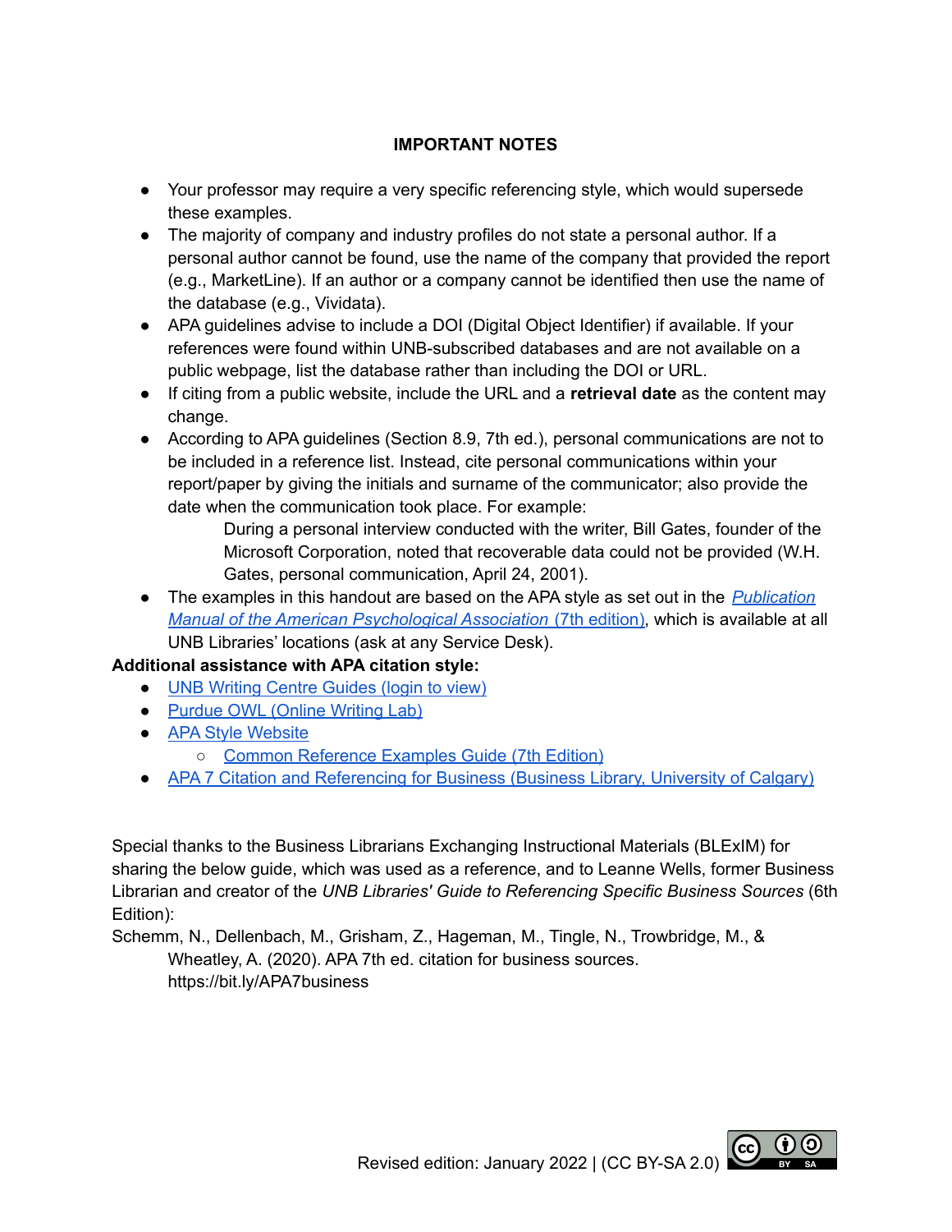## IMPORTANT NOTES

- Your professor may require a very specific referencing style, which would supersede these examples.
- The majority of company and industry profiles do not state a personal author. If a personal author cannot be found, use the name of the company that provided the report (e.g., MarketLine). If an author or a company cannot be identified then use the name of the database (e.g., Vividata).
- APA guidelines advise to include a DOI (Digital Object Identifier) if available. If your references were found within UNB-subscribed databases and are not available on a public webpage, list the database rather than including the DOI or URL.
- If citing from a public website, include the URL and a **retrieval date** as the content may change.
- According to APA guidelines (Section 8.9, 7th ed.), personal communications are not to be included in a reference list. Instead, cite personal communications within your report/paper by giving the initials and surname of the communicator; also provide the date when the communication took place. For example:

  > During a personal interview conducted with the writer, Bill Gates, founder of the Microsoft Corporation, noted that recoverable data could not be provided (W.H. Gates, personal communication, April 24, 2001).

- The examples in this handout are based on the APA style as set out in the *Publication Manual of the American Psychological Association* (7th edition), which is available at all UNB Libraries' locations (ask at any Service Desk).

**Additional assistance with APA citation style:**

- UNB Writing Centre Guides (login to view)
- Purdue OWL (Online Writing Lab)
- APA Style Website
  - Common Reference Examples Guide (7th Edition)
- APA 7 Citation and Referencing for Business (Business Library, University of Calgary)

Special thanks to the Business Librarians Exchanging Instructional Materials (BLExIM) for sharing the below guide, which was used as a reference, and to Leanne Wells, former Business Librarian and creator of the *UNB Libraries' Guide to Referencing Specific Business Sources* (6th Edition):

Schemm, N., Dellenbach, M., Grisham, Z., Hageman, M., Tingle, N., Trowbridge, M., & Wheatley, A. (2020). APA 7th ed. citation for business sources. https://bit.ly/APA7business

Revised edition: January 2022 | (CC BY-SA 2.0)